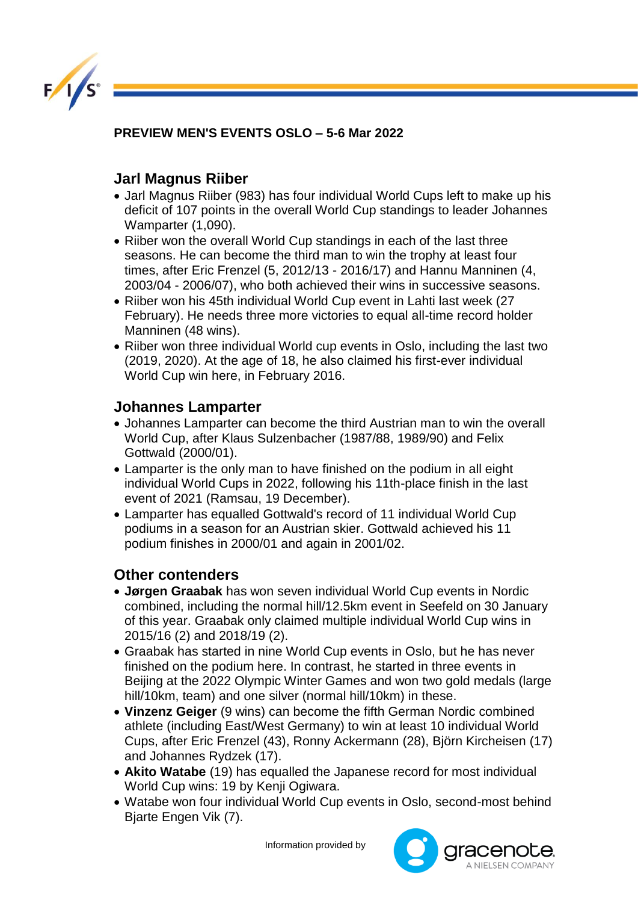**PREVIEW MEN'S EVENTS OSLO – 5-6 Mar 2022**

## Jarl Magnus Riiber

- Jarl Magnus Riiber (983) has four individual World Cups left to make up his deficit of 107 points in the overall World Cup standings to leader Johannes Wamparter (1,090).
- Riiber won the overall World Cup standings in each of the last three seasons. He can become the third man to win the trophy at least four times, after Eric Frenzel (5, 2012/13 - 2016/17) and Hannu Manninen (4, 2003/04 - 2006/07), who both achieved their wins in successive seasons.
- Riiber won his 45th individual World Cup event in Lahti last week (27 February). He needs three more victories to equal all-time record holder Manninen (48 wins).
- Riiber won three individual World cup events in Oslo, including the last two (2019, 2020). At the age of 18, he also claimed his first-ever individual World Cup win here, in February 2016.

## Johannes Lamparter

- Johannes Lamparter can become the third Austrian man to win the overall World Cup, after Klaus Sulzenbacher (1987/88, 1989/90) and Felix Gottwald (2000/01).
- Lamparter is the only man to have finished on the podium in all eight individual World Cups in 2022, following his 11th-place finish in the last event of 2021 (Ramsau, 19 December).
- Lamparter has equalled Gottwald's record of 11 individual World Cup podiums in a season for an Austrian skier. Gottwald achieved his 11 podium finishes in 2000/01 and again in 2001/02.

## Other contenders

- **Jørgen Graabak** has won seven individual World Cup events in Nordic combined, including the normal hill/12.5km event in Seefeld on 30 January of this year. Graabak only claimed multiple individual World Cup wins in 2015/16 (2) and 2018/19 (2).
- Graabak has started in nine World Cup events in Oslo, but he has never finished on the podium here. In contrast, he started in three events in Beijing at the 2022 Olympic Winter Games and won two gold medals (large hill/10km, team) and one silver (normal hill/10km) in these.
- **Vinzenz Geiger** (9 wins) can become the fifth German Nordic combined athlete (including East/West Germany) to win at least 10 individual World Cups, after Eric Frenzel (43), Ronny Ackermann (28), Björn Kircheisen (17) and Johannes Rydzek (17).
- **Akito Watabe** (19) has equalled the Japanese record for most individual World Cup wins: 19 by Kenji Ogiwara.
- Watabe won four individual World Cup events in Oslo, second-most behind Bjarte Engen Vik (7).

Information provided by gracenote. A NIELSEN COMPANY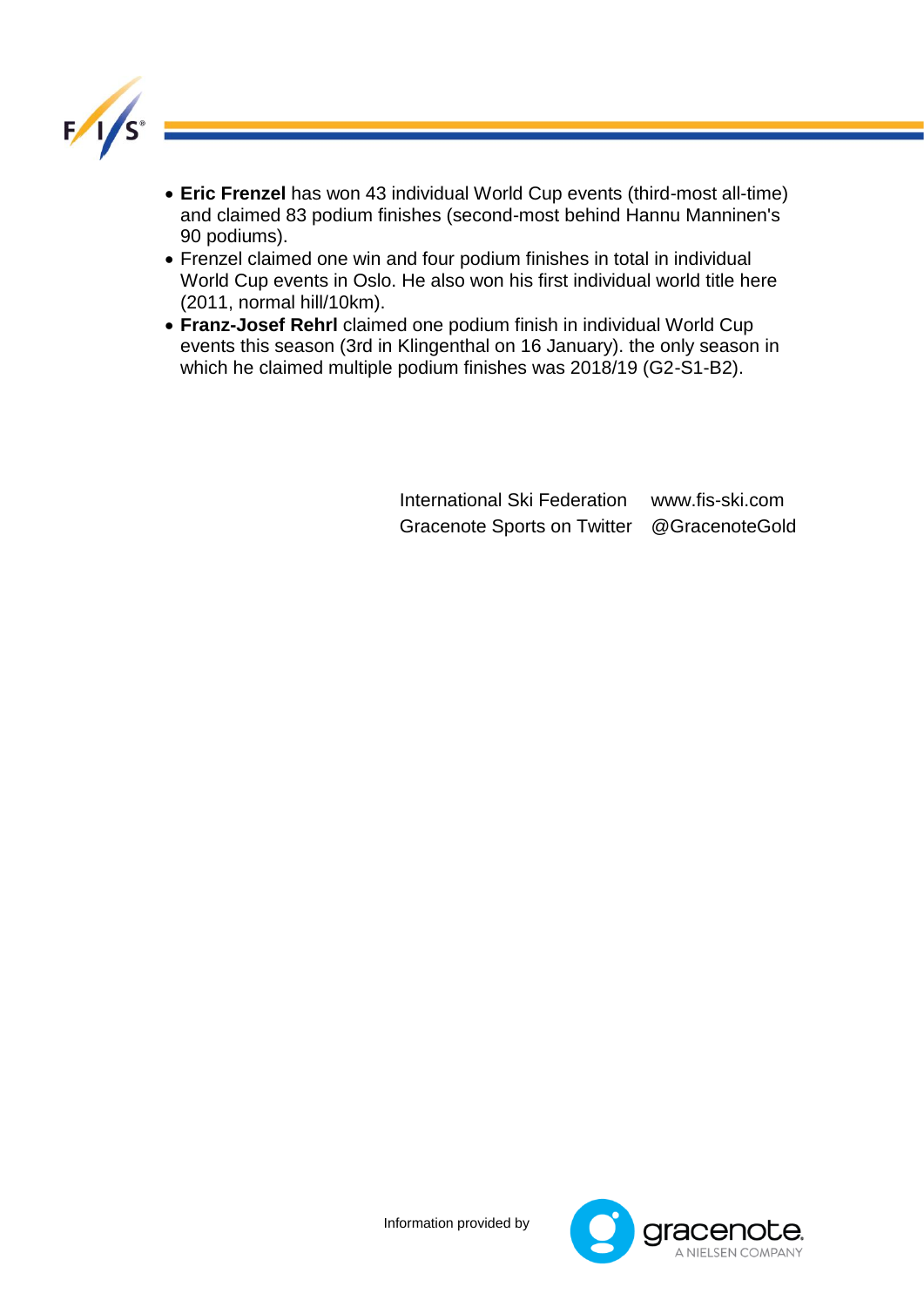- **Eric Frenzel** has won 43 individual World Cup events (third-most all-time) and claimed 83 podium finishes (second-most behind Hannu Manninen's 90 podiums).
- Frenzel claimed one win and four podium finishes in total in individual World Cup events in Oslo. He also won his first individual world title here (2011, normal hill/10km).
- **Franz-Josef Rehrl** claimed one podium finish in individual World Cup events this season (3rd in Klingenthal on 16 January). the only season in which he claimed multiple podium finishes was 2018/19 (G2-S1-B2).

| | |
|---|---|
| International Ski Federation | www.fis-ski.com |
| Gracenote Sports on Twitter | @GracenoteGold |

Information provided by gracenote. A NIELSEN COMPANY